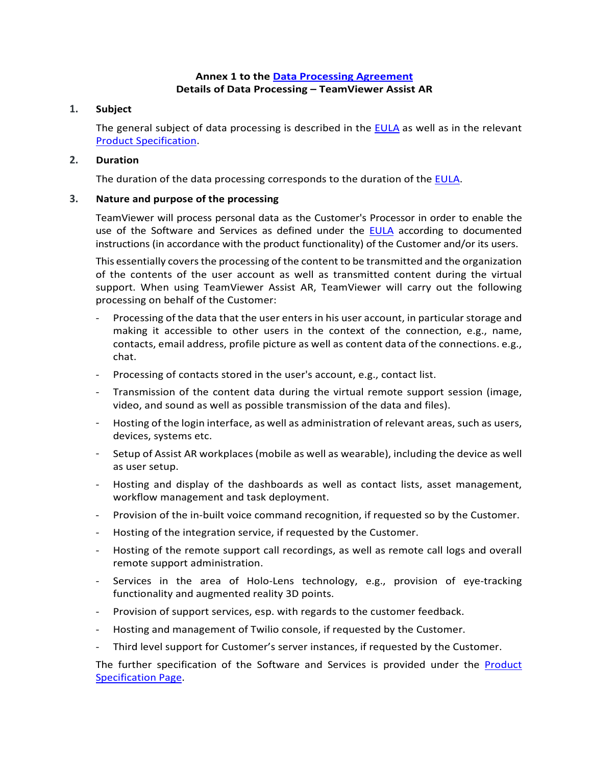**Annex 1 to the Data Processing Agreement**
**Details of Data Processing – TeamViewer Assist AR**

## 1. Subject

The general subject of data processing is described in the EULA as well as in the relevant Product Specification.

## 2. Duration

The duration of the data processing corresponds to the duration of the EULA.

## 3. Nature and purpose of the processing

TeamViewer will process personal data as the Customer's Processor in order to enable the use of the Software and Services as defined under the EULA according to documented instructions (in accordance with the product functionality) of the Customer and/or its users.

This essentially covers the processing of the content to be transmitted and the organization of the contents of the user account as well as transmitted content during the virtual support. When using TeamViewer Assist AR, TeamViewer will carry out the following processing on behalf of the Customer:

- Processing of the data that the user enters in his user account, in particular storage and making it accessible to other users in the context of the connection, e.g., name, contacts, email address, profile picture as well as content data of the connections. e.g., chat.
- Processing of contacts stored in the user's account, e.g., contact list.
- Transmission of the content data during the virtual remote support session (image, video, and sound as well as possible transmission of the data and files).
- Hosting of the login interface, as well as administration of relevant areas, such as users, devices, systems etc.
- Setup of Assist AR workplaces (mobile as well as wearable), including the device as well as user setup.
- Hosting and display of the dashboards as well as contact lists, asset management, workflow management and task deployment.
- Provision of the in-built voice command recognition, if requested so by the Customer.
- Hosting of the integration service, if requested by the Customer.
- Hosting of the remote support call recordings, as well as remote call logs and overall remote support administration.
- Services in the area of Holo-Lens technology, e.g., provision of eye-tracking functionality and augmented reality 3D points.
- Provision of support services, esp. with regards to the customer feedback.
- Hosting and management of Twilio console, if requested by the Customer.
- Third level support for Customer's server instances, if requested by the Customer.

The further specification of the Software and Services is provided under the Product Specification Page.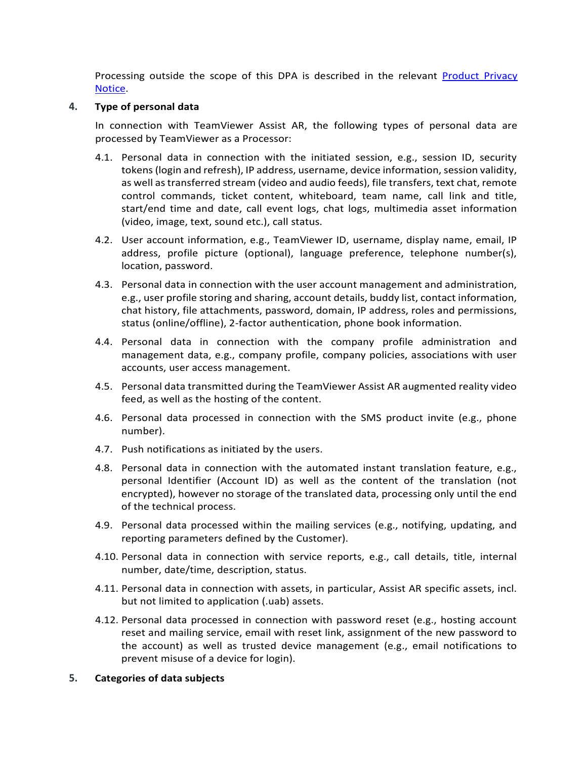Processing outside the scope of this DPA is described in the relevant [Product Privacy Notice](Product Privacy Notice).

## 4. Type of personal data

In connection with TeamViewer Assist AR, the following types of personal data are processed by TeamViewer as a Processor:

4.1. Personal data in connection with the initiated session, e.g., session ID, security tokens (login and refresh), IP address, username, device information, session validity, as well as transferred stream (video and audio feeds), file transfers, text chat, remote control commands, ticket content, whiteboard, team name, call link and title, start/end time and date, call event logs, chat logs, multimedia asset information (video, image, text, sound etc.), call status.

4.2. User account information, e.g., TeamViewer ID, username, display name, email, IP address, profile picture (optional), language preference, telephone number(s), location, password.

4.3. Personal data in connection with the user account management and administration, e.g., user profile storing and sharing, account details, buddy list, contact information, chat history, file attachments, password, domain, IP address, roles and permissions, status (online/offline), 2-factor authentication, phone book information.

4.4. Personal data in connection with the company profile administration and management data, e.g., company profile, company policies, associations with user accounts, user access management.

4.5. Personal data transmitted during the TeamViewer Assist AR augmented reality video feed, as well as the hosting of the content.

4.6. Personal data processed in connection with the SMS product invite (e.g., phone number).

4.7. Push notifications as initiated by the users.

4.8. Personal data in connection with the automated instant translation feature, e.g., personal Identifier (Account ID) as well as the content of the translation (not encrypted), however no storage of the translated data, processing only until the end of the technical process.

4.9. Personal data processed within the mailing services (e.g., notifying, updating, and reporting parameters defined by the Customer).

4.10. Personal data in connection with service reports, e.g., call details, title, internal number, date/time, description, status.

4.11. Personal data in connection with assets, in particular, Assist AR specific assets, incl. but not limited to application (.uab) assets.

4.12. Personal data processed in connection with password reset (e.g., hosting account reset and mailing service, email with reset link, assignment of the new password to the account) as well as trusted device management (e.g., email notifications to prevent misuse of a device for login).

## 5. Categories of data subjects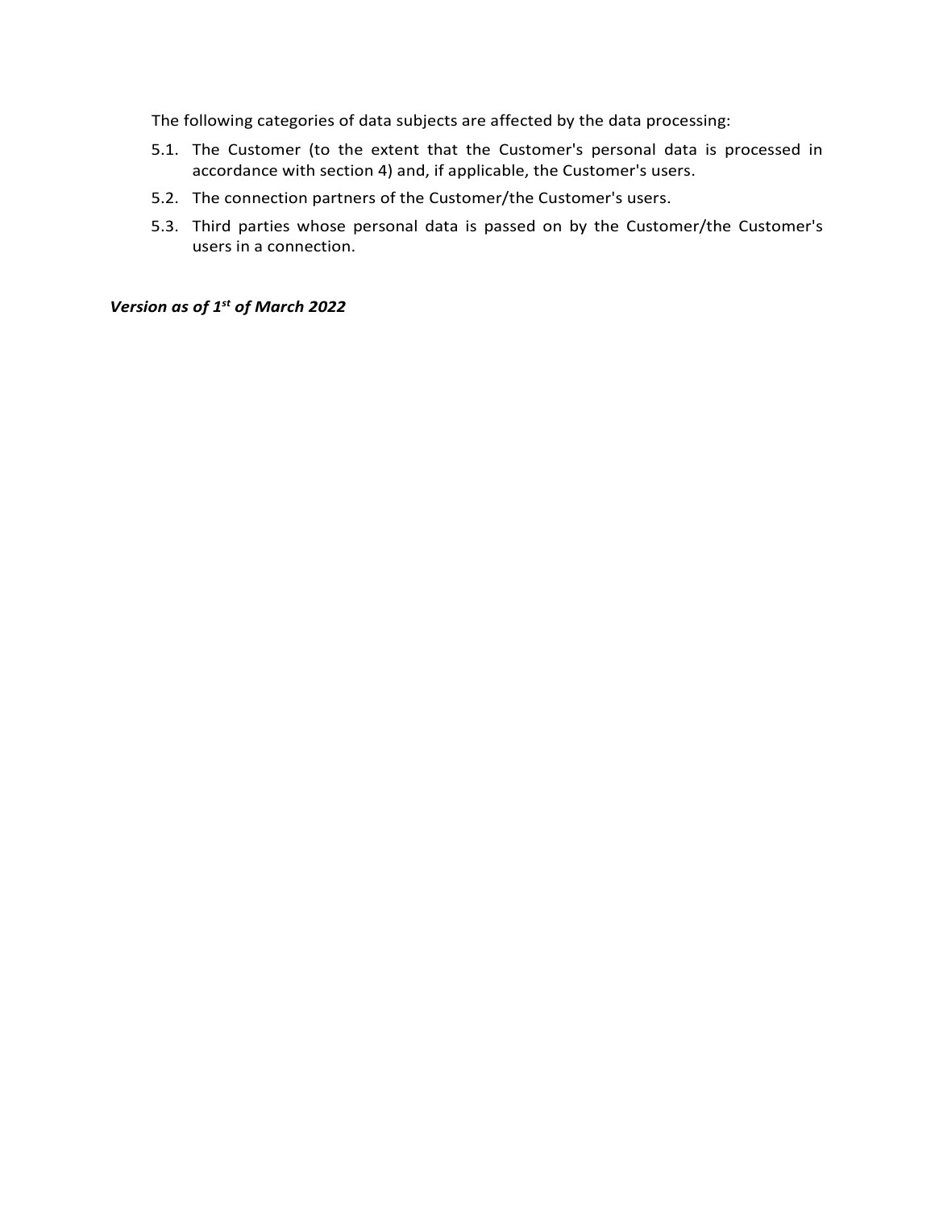The following categories of data subjects are affected by the data processing:

5.1. The Customer (to the extent that the Customer's personal data is processed in accordance with section 4) and, if applicable, the Customer's users.

5.2. The connection partners of the Customer/the Customer's users.

5.3. Third parties whose personal data is passed on by the Customer/the Customer's users in a connection.

***Version as of 1st of March 2022***